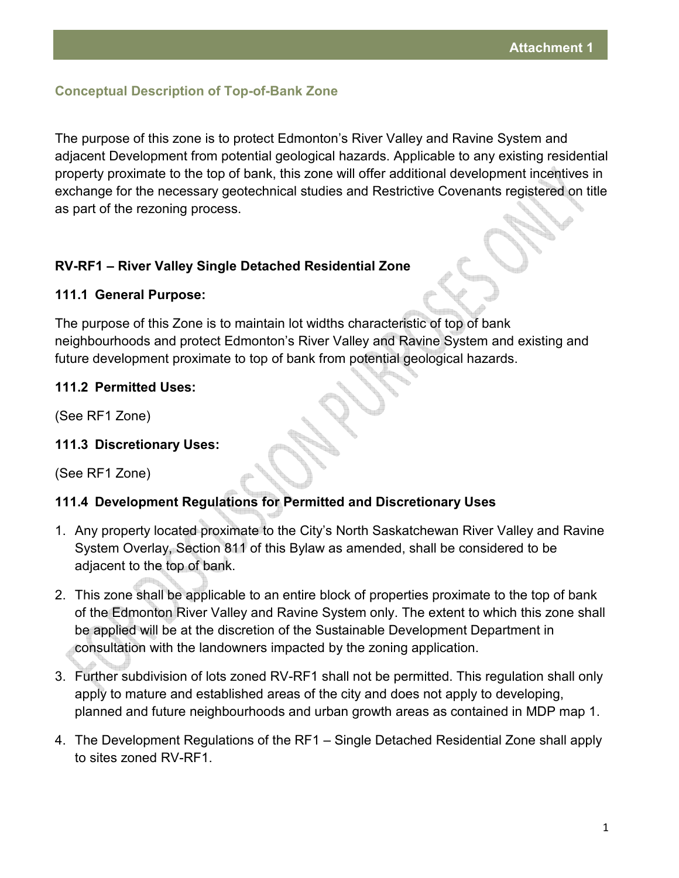**Attachment 1**

## Conceptual Description of Top-of-Bank Zone

The purpose of this zone is to protect Edmonton's River Valley and Ravine System and adjacent Development from potential geological hazards. Applicable to any existing residential property proximate to the top of bank, this zone will offer additional development incentives in exchange for the necessary geotechnical studies and Restrictive Covenants registered on title as part of the rezoning process.

### RV-RF1 – River Valley Single Detached Residential Zone

#### 111.1 General Purpose:

The purpose of this Zone is to maintain lot widths characteristic of top of bank neighbourhoods and protect Edmonton's River Valley and Ravine System and existing and future development proximate to top of bank from potential geological hazards.

#### 111.2 Permitted Uses:

(See RF1 Zone)

#### 111.3 Discretionary Uses:

(See RF1 Zone)

#### 111.4 Development Regulations for Permitted and Discretionary Uses

1. Any property located proximate to the City's North Saskatchewan River Valley and Ravine System Overlay, Section 811 of this Bylaw as amended, shall be considered to be adjacent to the top of bank.
2. This zone shall be applicable to an entire block of properties proximate to the top of bank of the Edmonton River Valley and Ravine System only. The extent to which this zone shall be applied will be at the discretion of the Sustainable Development Department in consultation with the landowners impacted by the zoning application.
3. Further subdivision of lots zoned RV-RF1 shall not be permitted. This regulation shall only apply to mature and established areas of the city and does not apply to developing, planned and future neighbourhoods and urban growth areas as contained in MDP map 1.
4. The Development Regulations of the RF1 – Single Detached Residential Zone shall apply to sites zoned RV-RF1.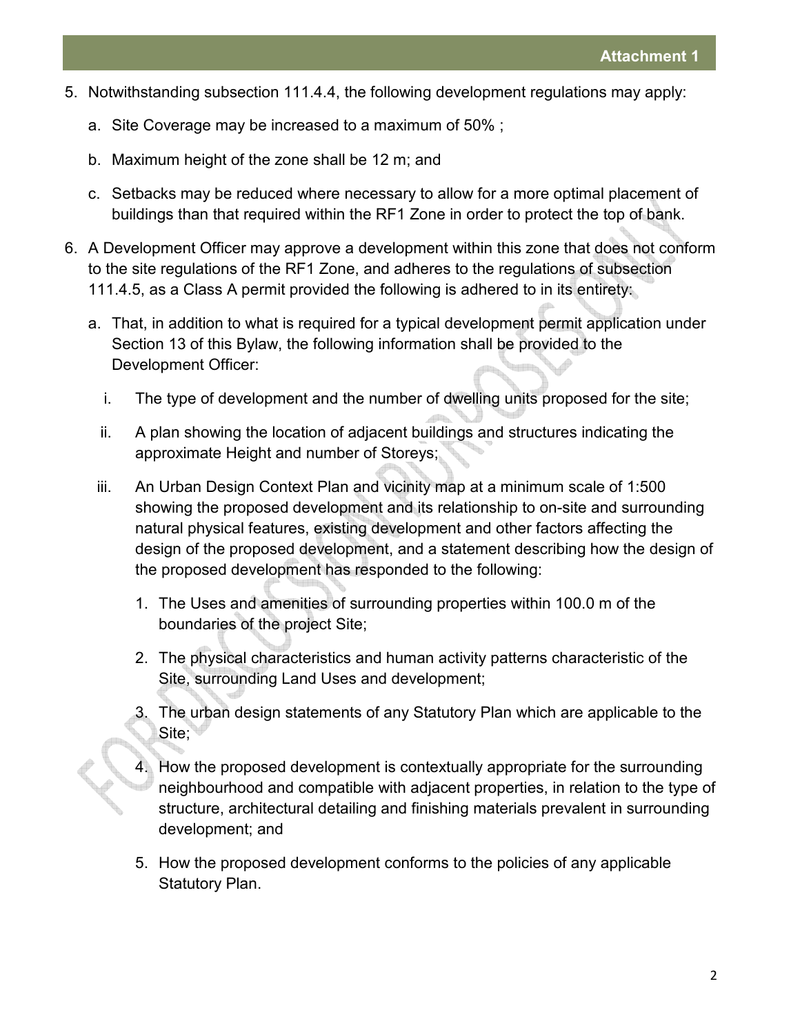5. Notwithstanding subsection 111.4.4, the following development regulations may apply:

   a. Site Coverage may be increased to a maximum of 50% ;

   b. Maximum height of the zone shall be 12 m; and

   c. Setbacks may be reduced where necessary to allow for a more optimal placement of buildings than that required within the RF1 Zone in order to protect the top of bank.

6. A Development Officer may approve a development within this zone that does not conform to the site regulations of the RF1 Zone, and adheres to the regulations of subsection 111.4.5, as a Class A permit provided the following is adhered to in its entirety:

   a. That, in addition to what is required for a typical development permit application under Section 13 of this Bylaw, the following information shall be provided to the Development Officer:

      i. The type of development and the number of dwelling units proposed for the site;

      ii. A plan showing the location of adjacent buildings and structures indicating the approximate Height and number of Storeys;

      iii. An Urban Design Context Plan and vicinity map at a minimum scale of 1:500 showing the proposed development and its relationship to on-site and surrounding natural physical features, existing development and other factors affecting the design of the proposed development, and a statement describing how the design of the proposed development has responded to the following:

         1. The Uses and amenities of surrounding properties within 100.0 m of the boundaries of the project Site;

         2. The physical characteristics and human activity patterns characteristic of the Site, surrounding Land Uses and development;

         3. The urban design statements of any Statutory Plan which are applicable to the Site;

         4. How the proposed development is contextually appropriate for the surrounding neighbourhood and compatible with adjacent properties, in relation to the type of structure, architectural detailing and finishing materials prevalent in surrounding development; and

         5. How the proposed development conforms to the policies of any applicable Statutory Plan.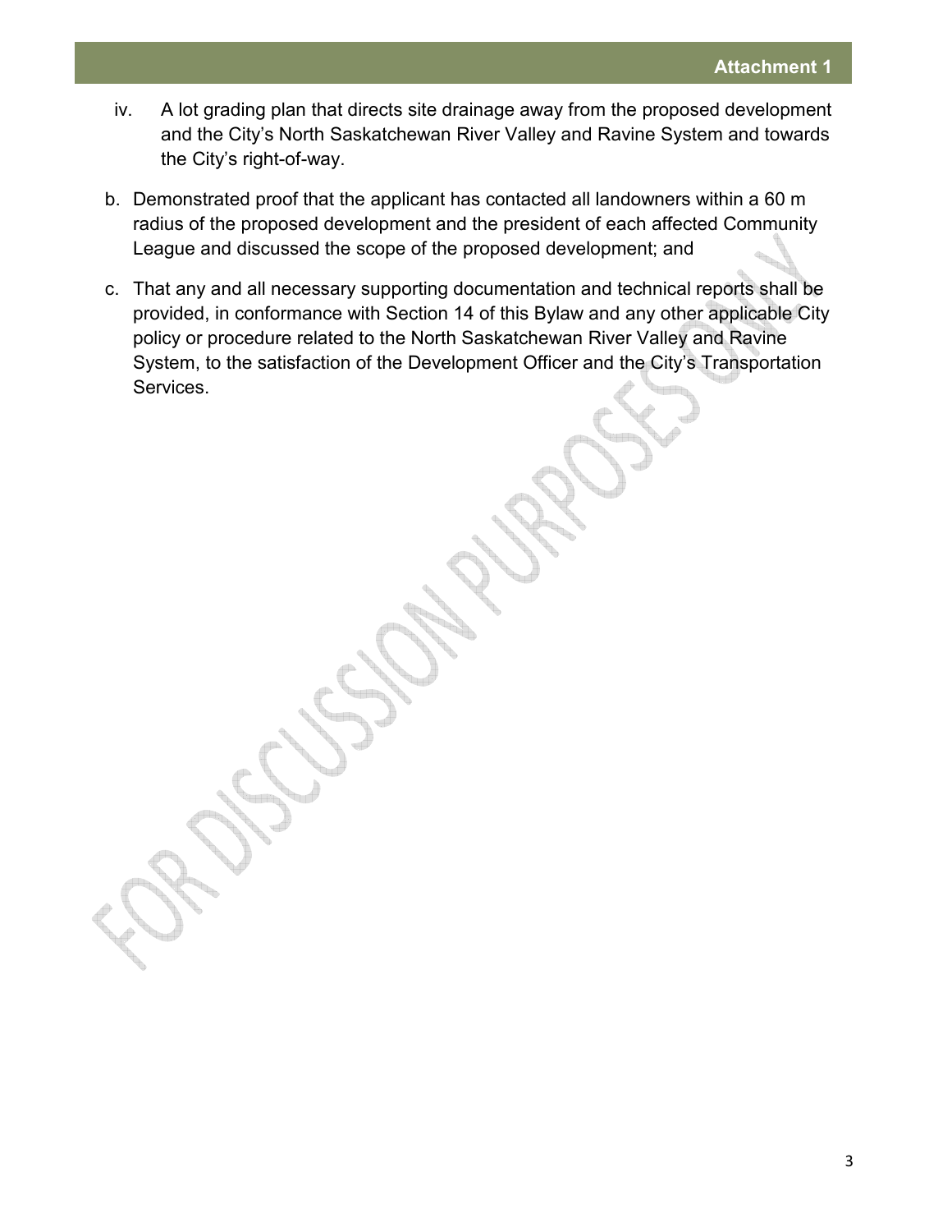iv. A lot grading plan that directs site drainage away from the proposed development and the City's North Saskatchewan River Valley and Ravine System and towards the City's right-of-way.

b. Demonstrated proof that the applicant has contacted all landowners within a 60 m radius of the proposed development and the president of each affected Community League and discussed the scope of the proposed development; and

c. That any and all necessary supporting documentation and technical reports shall be provided, in conformance with Section 14 of this Bylaw and any other applicable City policy or procedure related to the North Saskatchewan River Valley and Ravine System, to the satisfaction of the Development Officer and the City's Transportation Services.